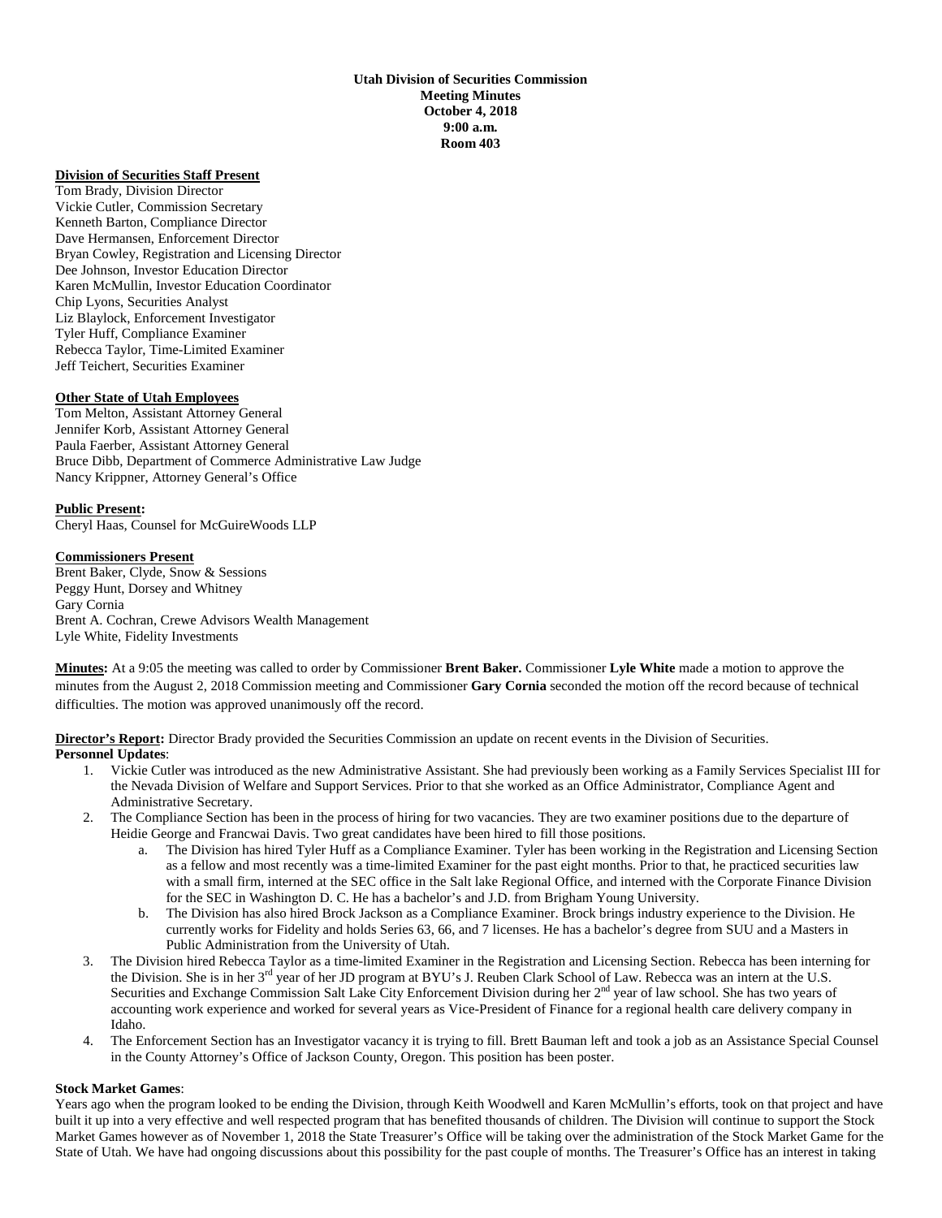**Utah Division of Securities Commission**
**Meeting Minutes**
**October 4, 2018**
**9:00 a.m.**
**Room 403**

**Division of Securities Staff Present**

Tom Brady, Division Director
Vickie Cutler, Commission Secretary
Kenneth Barton, Compliance Director
Dave Hermansen, Enforcement Director
Bryan Cowley, Registration and Licensing Director
Dee Johnson, Investor Education Director
Karen McMullin, Investor Education Coordinator
Chip Lyons, Securities Analyst
Liz Blaylock, Enforcement Investigator
Tyler Huff, Compliance Examiner
Rebecca Taylor, Time-Limited Examiner
Jeff Teichert, Securities Examiner

**Other State of Utah Employees**

Tom Melton, Assistant Attorney General
Jennifer Korb, Assistant Attorney General
Paula Faerber, Assistant Attorney General
Bruce Dibb, Department of Commerce Administrative Law Judge
Nancy Krippner, Attorney General's Office

**Public Present:**

Cheryl Haas, Counsel for McGuireWoods LLP

**Commissioners Present**

Brent Baker, Clyde, Snow & Sessions
Peggy Hunt, Dorsey and Whitney
Gary Cornia
Brent A. Cochran, Crewe Advisors Wealth Management
Lyle White, Fidelity Investments

**Minutes:** At a 9:05 the meeting was called to order by Commissioner **Brent Baker.** Commissioner **Lyle White** made a motion to approve the minutes from the August 2, 2018 Commission meeting and Commissioner **Gary Cornia** seconded the motion off the record because of technical difficulties. The motion was approved unanimously off the record.

**Director's Report:** Director Brady provided the Securities Commission an update on recent events in the Division of Securities.

**Personnel Updates**:

1. Vickie Cutler was introduced as the new Administrative Assistant. She had previously been working as a Family Services Specialist III for the Nevada Division of Welfare and Support Services. Prior to that she worked as an Office Administrator, Compliance Agent and Administrative Secretary.
2. The Compliance Section has been in the process of hiring for two vacancies. They are two examiner positions due to the departure of Heidie George and Francwai Davis. Two great candidates have been hired to fill those positions.
   a. The Division has hired Tyler Huff as a Compliance Examiner. Tyler has been working in the Registration and Licensing Section as a fellow and most recently was a time-limited Examiner for the past eight months. Prior to that, he practiced securities law with a small firm, interned at the SEC office in the Salt lake Regional Office, and interned with the Corporate Finance Division for the SEC in Washington D. C. He has a bachelor's and J.D. from Brigham Young University.
   b. The Division has also hired Brock Jackson as a Compliance Examiner. Brock brings industry experience to the Division. He currently works for Fidelity and holds Series 63, 66, and 7 licenses. He has a bachelor's degree from SUU and a Masters in Public Administration from the University of Utah.
3. The Division hired Rebecca Taylor as a time-limited Examiner in the Registration and Licensing Section. Rebecca has been interning for the Division. She is in her 3rd year of her JD program at BYU's J. Reuben Clark School of Law. Rebecca was an intern at the U.S. Securities and Exchange Commission Salt Lake City Enforcement Division during her 2nd year of law school. She has two years of accounting work experience and worked for several years as Vice-President of Finance for a regional health care delivery company in Idaho.
4. The Enforcement Section has an Investigator vacancy it is trying to fill. Brett Bauman left and took a job as an Assistance Special Counsel in the County Attorney's Office of Jackson County, Oregon. This position has been poster.

**Stock Market Games**:

Years ago when the program looked to be ending the Division, through Keith Woodwell and Karen McMullin's efforts, took on that project and have built it up into a very effective and well respected program that has benefited thousands of children. The Division will continue to support the Stock Market Games however as of November 1, 2018 the State Treasurer's Office will be taking over the administration of the Stock Market Game for the State of Utah. We have had ongoing discussions about this possibility for the past couple of months. The Treasurer's Office has an interest in taking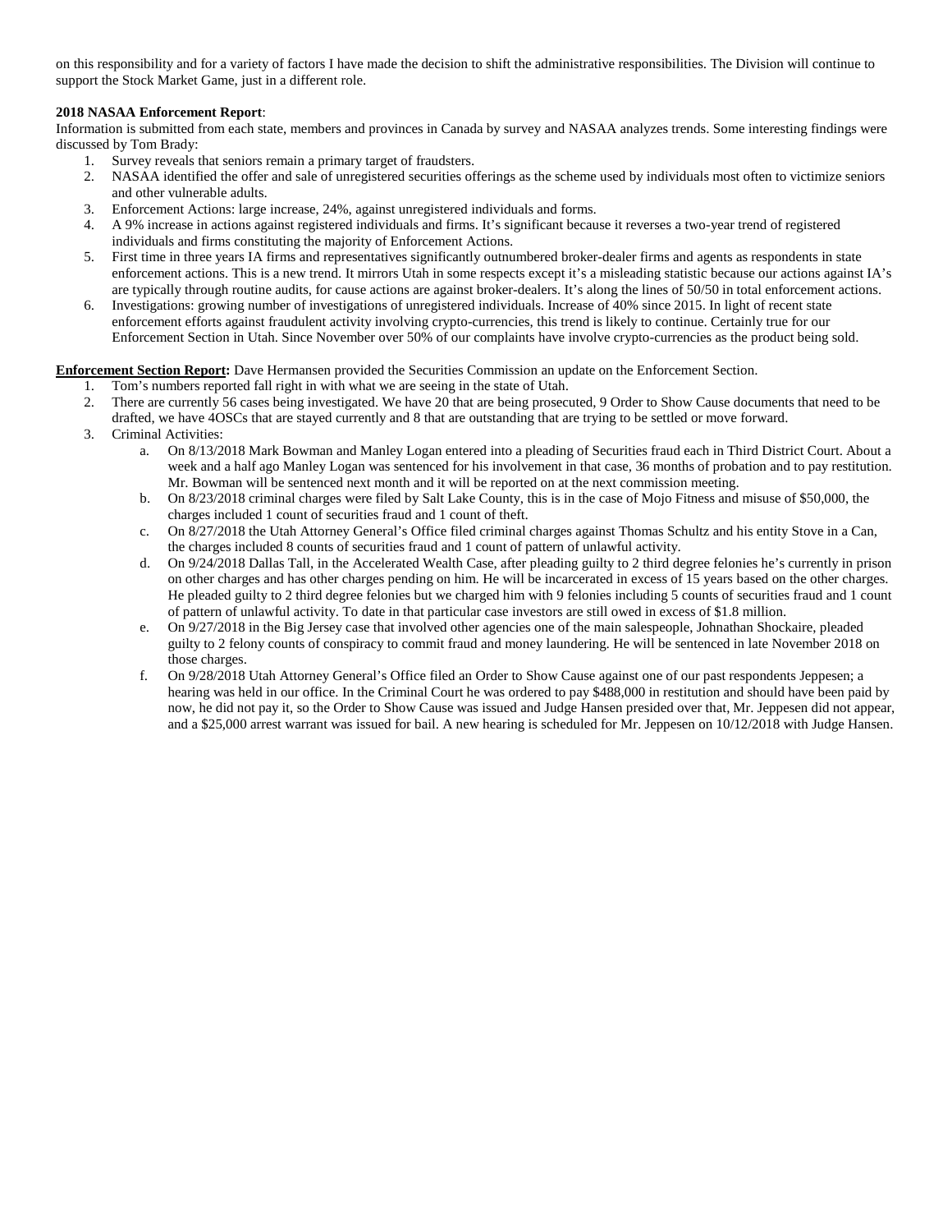on this responsibility and for a variety of factors I have made the decision to shift the administrative responsibilities. The Division will continue to support the Stock Market Game, just in a different role.

**2018 NASAA Enforcement Report**:
Information is submitted from each state, members and provinces in Canada by survey and NASAA analyzes trends. Some interesting findings were discussed by Tom Brady:

1. Survey reveals that seniors remain a primary target of fraudsters.
2. NASAA identified the offer and sale of unregistered securities offerings as the scheme used by individuals most often to victimize seniors and other vulnerable adults.
3. Enforcement Actions: large increase, 24%, against unregistered individuals and forms.
4. A 9% increase in actions against registered individuals and firms. It's significant because it reverses a two-year trend of registered individuals and firms constituting the majority of Enforcement Actions.
5. First time in three years IA firms and representatives significantly outnumbered broker-dealer firms and agents as respondents in state enforcement actions. This is a new trend. It mirrors Utah in some respects except it's a misleading statistic because our actions against IA's are typically through routine audits, for cause actions are against broker-dealers. It's along the lines of 50/50 in total enforcement actions.
6. Investigations: growing number of investigations of unregistered individuals. Increase of 40% since 2015. In light of recent state enforcement efforts against fraudulent activity involving crypto-currencies, this trend is likely to continue. Certainly true for our Enforcement Section in Utah. Since November over 50% of our complaints have involve crypto-currencies as the product being sold.

**Enforcement Section Report:** Dave Hermansen provided the Securities Commission an update on the Enforcement Section.

1. Tom's numbers reported fall right in with what we are seeing in the state of Utah.
2. There are currently 56 cases being investigated. We have 20 that are being prosecuted, 9 Order to Show Cause documents that need to be drafted, we have 4OSCs that are stayed currently and 8 that are outstanding that are trying to be settled or move forward.
3. Criminal Activities:
   a. On 8/13/2018 Mark Bowman and Manley Logan entered into a pleading of Securities fraud each in Third District Court. About a week and a half ago Manley Logan was sentenced for his involvement in that case, 36 months of probation and to pay restitution. Mr. Bowman will be sentenced next month and it will be reported on at the next commission meeting.
   b. On 8/23/2018 criminal charges were filed by Salt Lake County, this is in the case of Mojo Fitness and misuse of $50,000, the charges included 1 count of securities fraud and 1 count of theft.
   c. On 8/27/2018 the Utah Attorney General's Office filed criminal charges against Thomas Schultz and his entity Stove in a Can, the charges included 8 counts of securities fraud and 1 count of pattern of unlawful activity.
   d. On 9/24/2018 Dallas Tall, in the Accelerated Wealth Case, after pleading guilty to 2 third degree felonies he's currently in prison on other charges and has other charges pending on him. He will be incarcerated in excess of 15 years based on the other charges. He pleaded guilty to 2 third degree felonies but we charged him with 9 felonies including 5 counts of securities fraud and 1 count of pattern of unlawful activity. To date in that particular case investors are still owed in excess of $1.8 million.
   e. On 9/27/2018 in the Big Jersey case that involved other agencies one of the main salespeople, Johnathan Shockaire, pleaded guilty to 2 felony counts of conspiracy to commit fraud and money laundering. He will be sentenced in late November 2018 on those charges.
   f. On 9/28/2018 Utah Attorney General's Office filed an Order to Show Cause against one of our past respondents Jeppesen; a hearing was held in our office. In the Criminal Court he was ordered to pay $488,000 in restitution and should have been paid by now, he did not pay it, so the Order to Show Cause was issued and Judge Hansen presided over that, Mr. Jeppesen did not appear, and a $25,000 arrest warrant was issued for bail. A new hearing is scheduled for Mr. Jeppesen on 10/12/2018 with Judge Hansen.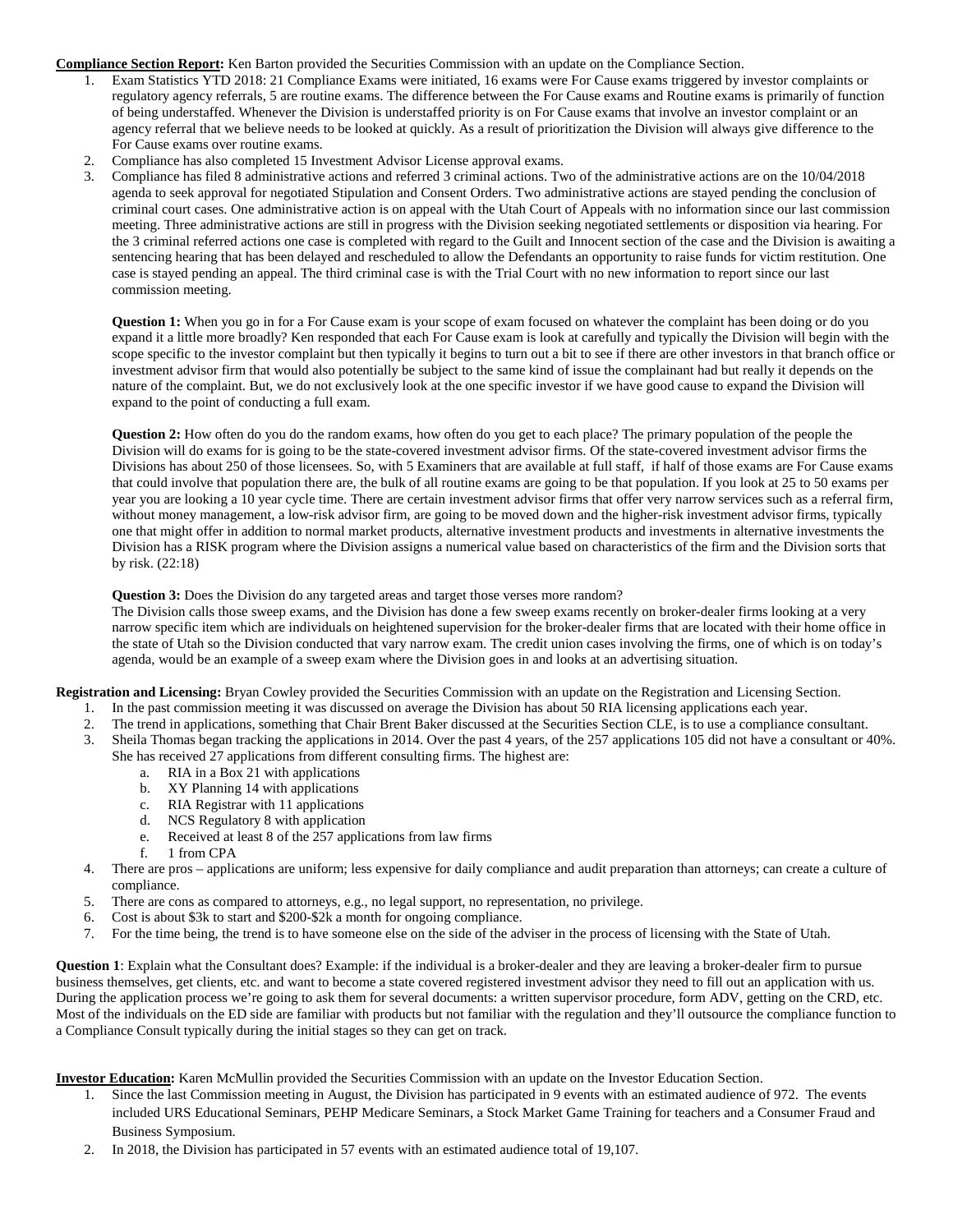**Compliance Section Report:** Ken Barton provided the Securities Commission with an update on the Compliance Section.

1. Exam Statistics YTD 2018: 21 Compliance Exams were initiated, 16 exams were For Cause exams triggered by investor complaints or regulatory agency referrals, 5 are routine exams. The difference between the For Cause exams and Routine exams is primarily of function of being understaffed. Whenever the Division is understaffed priority is on For Cause exams that involve an investor complaint or an agency referral that we believe needs to be looked at quickly. As a result of prioritization the Division will always give difference to the For Cause exams over routine exams.
2. Compliance has also completed 15 Investment Advisor License approval exams.
3. Compliance has filed 8 administrative actions and referred 3 criminal actions. Two of the administrative actions are on the 10/04/2018 agenda to seek approval for negotiated Stipulation and Consent Orders. Two administrative actions are stayed pending the conclusion of criminal court cases. One administrative action is on appeal with the Utah Court of Appeals with no information since our last commission meeting. Three administrative actions are still in progress with the Division seeking negotiated settlements or disposition via hearing. For the 3 criminal referred actions one case is completed with regard to the Guilt and Innocent section of the case and the Division is awaiting a sentencing hearing that has been delayed and rescheduled to allow the Defendants an opportunity to raise funds for victim restitution. One case is stayed pending an appeal. The third criminal case is with the Trial Court with no new information to report since our last commission meeting.

   **Question 1:** When you go in for a For Cause exam is your scope of exam focused on whatever the complaint has been doing or do you expand it a little more broadly? Ken responded that each For Cause exam is look at carefully and typically the Division will begin with the scope specific to the investor complaint but then typically it begins to turn out a bit to see if there are other investors in that branch office or investment advisor firm that would also potentially be subject to the same kind of issue the complainant had but really it depends on the nature of the complaint. But, we do not exclusively look at the one specific investor if we have good cause to expand the Division will expand to the point of conducting a full exam.

   **Question 2:** How often do you do the random exams, how often do you get to each place? The primary population of the people the Division will do exams for is going to be the state-covered investment advisor firms. Of the state-covered investment advisor firms the Divisions has about 250 of those licensees. So, with 5 Examiners that are available at full staff, if half of those exams are For Cause exams that could involve that population there are, the bulk of all routine exams are going to be that population. If you look at 25 to 50 exams per year you are looking a 10 year cycle time. There are certain investment advisor firms that offer very narrow services such as a referral firm, without money management, a low-risk advisor firm, are going to be moved down and the higher-risk investment advisor firms, typically one that might offer in addition to normal market products, alternative investment products and investments in alternative investments the Division has a RISK program where the Division assigns a numerical value based on characteristics of the firm and the Division sorts that by risk. (22:18)

   **Question 3:** Does the Division do any targeted areas and target those verses more random?
   The Division calls those sweep exams, and the Division has done a few sweep exams recently on broker-dealer firms looking at a very narrow specific item which are individuals on heightened supervision for the broker-dealer firms that are located with their home office in the state of Utah so the Division conducted that vary narrow exam. The credit union cases involving the firms, one of which is on today's agenda, would be an example of a sweep exam where the Division goes in and looks at an advertising situation.

**Registration and Licensing:** Bryan Cowley provided the Securities Commission with an update on the Registration and Licensing Section.

1. In the past commission meeting it was discussed on average the Division has about 50 RIA licensing applications each year.
2. The trend in applications, something that Chair Brent Baker discussed at the Securities Section CLE, is to use a compliance consultant.
3. Sheila Thomas began tracking the applications in 2014. Over the past 4 years, of the 257 applications 105 did not have a consultant or 40%. She has received 27 applications from different consulting firms. The highest are:
   a. RIA in a Box 21 with applications
   b. XY Planning 14 with applications
   c. RIA Registrar with 11 applications
   d. NCS Regulatory 8 with application
   e. Received at least 8 of the 257 applications from law firms
   f. 1 from CPA
4. There are pros – applications are uniform; less expensive for daily compliance and audit preparation than attorneys; can create a culture of compliance.
5. There are cons as compared to attorneys, e.g., no legal support, no representation, no privilege.
6. Cost is about $3k to start and $200-$2k a month for ongoing compliance.
7. For the time being, the trend is to have someone else on the side of the adviser in the process of licensing with the State of Utah.

**Question 1**: Explain what the Consultant does? Example: if the individual is a broker-dealer and they are leaving a broker-dealer firm to pursue business themselves, get clients, etc. and want to become a state covered registered investment advisor they need to fill out an application with us. During the application process we're going to ask them for several documents: a written supervisor procedure, form ADV, getting on the CRD, etc. Most of the individuals on the ED side are familiar with products but not familiar with the regulation and they'll outsource the compliance function to a Compliance Consult typically during the initial stages so they can get on track.

**Investor Education:** Karen McMullin provided the Securities Commission with an update on the Investor Education Section.

1. Since the last Commission meeting in August, the Division has participated in 9 events with an estimated audience of 972. The events included URS Educational Seminars, PEHP Medicare Seminars, a Stock Market Game Training for teachers and a Consumer Fraud and Business Symposium.
2. In 2018, the Division has participated in 57 events with an estimated audience total of 19,107.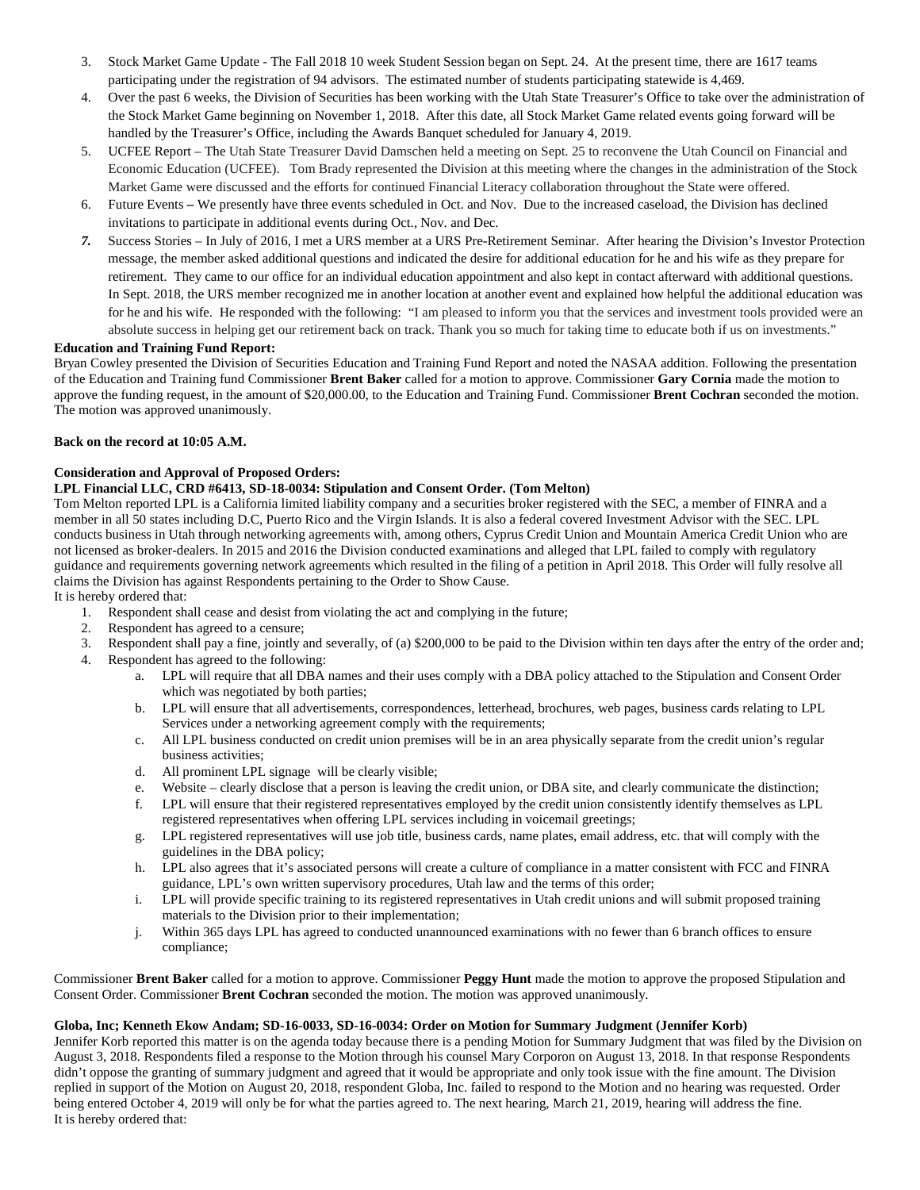3. Stock Market Game Update - The Fall 2018 10 week Student Session began on Sept. 24. At the present time, there are 1617 teams participating under the registration of 94 advisors. The estimated number of students participating statewide is 4,469.
4. Over the past 6 weeks, the Division of Securities has been working with the Utah State Treasurer's Office to take over the administration of the Stock Market Game beginning on November 1, 2018. After this date, all Stock Market Game related events going forward will be handled by the Treasurer's Office, including the Awards Banquet scheduled for January 4, 2019.
5. UCFEE Report – The Utah State Treasurer David Damschen held a meeting on Sept. 25 to reconvene the Utah Council on Financial and Economic Education (UCFEE). Tom Brady represented the Division at this meeting where the changes in the administration of the Stock Market Game were discussed and the efforts for continued Financial Literacy collaboration throughout the State were offered.
6. Future Events **–** We presently have three events scheduled in Oct. and Nov. Due to the increased caseload, the Division has declined invitations to participate in additional events during Oct., Nov. and Dec.
7. Success Stories – In July of 2016, I met a URS member at a URS Pre-Retirement Seminar. After hearing the Division's Investor Protection message, the member asked additional questions and indicated the desire for additional education for he and his wife as they prepare for retirement. They came to our office for an individual education appointment and also kept in contact afterward with additional questions. In Sept. 2018, the URS member recognized me in another location at another event and explained how helpful the additional education was for he and his wife. He responded with the following: "I am pleased to inform you that the services and investment tools provided were an absolute success in helping get our retirement back on track. Thank you so much for taking time to educate both if us on investments."

**Education and Training Fund Report:**
Bryan Cowley presented the Division of Securities Education and Training Fund Report and noted the NASAA addition. Following the presentation of the Education and Training fund Commissioner **Brent Baker** called for a motion to approve. Commissioner **Gary Cornia** made the motion to approve the funding request, in the amount of $20,000.00, to the Education and Training Fund. Commissioner **Brent Cochran** seconded the motion. The motion was approved unanimously.

**Back on the record at 10:05 A.M.**

**Consideration and Approval of Proposed Orders:**
**LPL Financial LLC, CRD #6413, SD-18-0034: Stipulation and Consent Order. (Tom Melton)**
Tom Melton reported LPL is a California limited liability company and a securities broker registered with the SEC, a member of FINRA and a member in all 50 states including D.C, Puerto Rico and the Virgin Islands. It is also a federal covered Investment Advisor with the SEC. LPL conducts business in Utah through networking agreements with, among others, Cyprus Credit Union and Mountain America Credit Union who are not licensed as broker-dealers. In 2015 and 2016 the Division conducted examinations and alleged that LPL failed to comply with regulatory guidance and requirements governing network agreements which resulted in the filing of a petition in April 2018. This Order will fully resolve all claims the Division has against Respondents pertaining to the Order to Show Cause.
It is hereby ordered that:

1. Respondent shall cease and desist from violating the act and complying in the future;
2. Respondent has agreed to a censure;
3. Respondent shall pay a fine, jointly and severally, of (a) $200,000 to be paid to the Division within ten days after the entry of the order and;
4. Respondent has agreed to the following:
    a. LPL will require that all DBA names and their uses comply with a DBA policy attached to the Stipulation and Consent Order which was negotiated by both parties;
    b. LPL will ensure that all advertisements, correspondences, letterhead, brochures, web pages, business cards relating to LPL Services under a networking agreement comply with the requirements;
    c. All LPL business conducted on credit union premises will be in an area physically separate from the credit union's regular business activities;
    d. All prominent LPL signage will be clearly visible;
    e. Website – clearly disclose that a person is leaving the credit union, or DBA site, and clearly communicate the distinction;
    f. LPL will ensure that their registered representatives employed by the credit union consistently identify themselves as LPL registered representatives when offering LPL services including in voicemail greetings;
    g. LPL registered representatives will use job title, business cards, name plates, email address, etc. that will comply with the guidelines in the DBA policy;
    h. LPL also agrees that it's associated persons will create a culture of compliance in a matter consistent with FCC and FINRA guidance, LPL's own written supervisory procedures, Utah law and the terms of this order;
    i. LPL will provide specific training to its registered representatives in Utah credit unions and will submit proposed training materials to the Division prior to their implementation;
    j. Within 365 days LPL has agreed to conducted unannounced examinations with no fewer than 6 branch offices to ensure compliance;

Commissioner **Brent Baker** called for a motion to approve. Commissioner **Peggy Hunt** made the motion to approve the proposed Stipulation and Consent Order. Commissioner **Brent Cochran** seconded the motion. The motion was approved unanimously.

**Globa, Inc; Kenneth Ekow Andam; SD-16-0033, SD-16-0034: Order on Motion for Summary Judgment (Jennifer Korb)**
Jennifer Korb reported this matter is on the agenda today because there is a pending Motion for Summary Judgment that was filed by the Division on August 3, 2018. Respondents filed a response to the Motion through his counsel Mary Corporon on August 13, 2018. In that response Respondents didn't oppose the granting of summary judgment and agreed that it would be appropriate and only took issue with the fine amount. The Division replied in support of the Motion on August 20, 2018, respondent Globa, Inc. failed to respond to the Motion and no hearing was requested. Order being entered October 4, 2019 will only be for what the parties agreed to. The next hearing, March 21, 2019, hearing will address the fine.
It is hereby ordered that: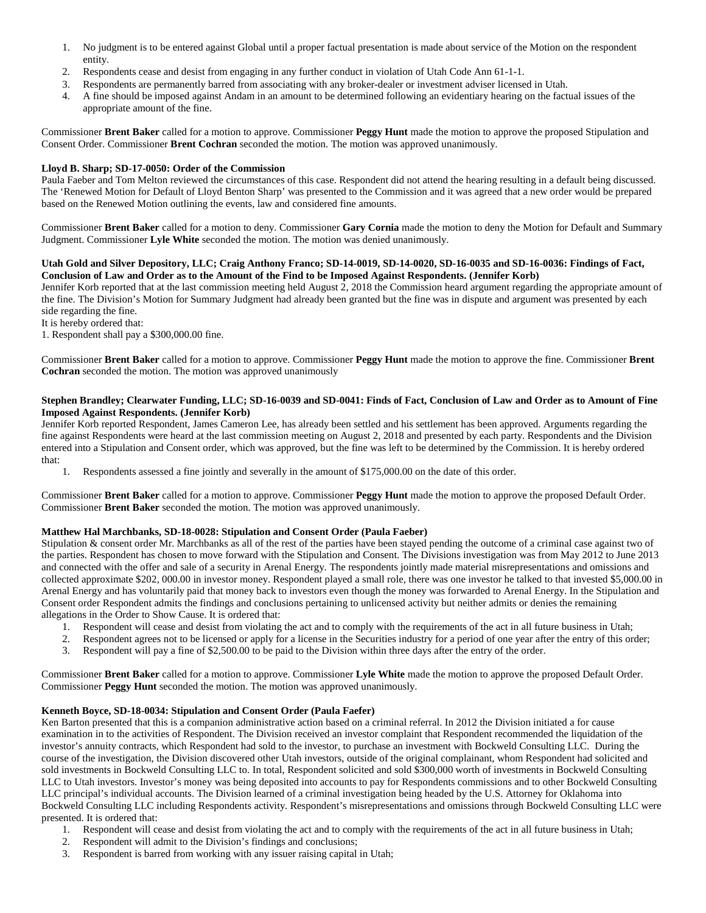1. No judgment is to be entered against Global until a proper factual presentation is made about service of the Motion on the respondent entity.
2. Respondents cease and desist from engaging in any further conduct in violation of Utah Code Ann 61-1-1.
3. Respondents are permanently barred from associating with any broker-dealer or investment adviser licensed in Utah.
4. A fine should be imposed against Andam in an amount to be determined following an evidentiary hearing on the factual issues of the appropriate amount of the fine.

Commissioner **Brent Baker** called for a motion to approve. Commissioner **Peggy Hunt** made the motion to approve the proposed Stipulation and Consent Order. Commissioner **Brent Cochran** seconded the motion. The motion was approved unanimously.

**Lloyd B. Sharp; SD-17-0050: Order of the Commission**

Paula Faeber and Tom Melton reviewed the circumstances of this case. Respondent did not attend the hearing resulting in a default being discussed. The 'Renewed Motion for Default of Lloyd Benton Sharp' was presented to the Commission and it was agreed that a new order would be prepared based on the Renewed Motion outlining the events, law and considered fine amounts.

Commissioner **Brent Baker** called for a motion to deny. Commissioner **Gary Cornia** made the motion to deny the Motion for Default and Summary Judgment. Commissioner **Lyle White** seconded the motion. The motion was denied unanimously.

**Utah Gold and Silver Depository, LLC; Craig Anthony Franco; SD-14-0019, SD-14-0020, SD-16-0035 and SD-16-0036: Findings of Fact, Conclusion of Law and Order as to the Amount of the Find to be Imposed Against Respondents. (Jennifer Korb)**

Jennifer Korb reported that at the last commission meeting held August 2, 2018 the Commission heard argument regarding the appropriate amount of the fine. The Division's Motion for Summary Judgment had already been granted but the fine was in dispute and argument was presented by each side regarding the fine.

It is hereby ordered that:

1. Respondent shall pay a $300,000.00 fine.

Commissioner **Brent Baker** called for a motion to approve. Commissioner **Peggy Hunt** made the motion to approve the fine. Commissioner **Brent Cochran** seconded the motion. The motion was approved unanimously

**Stephen Brandley; Clearwater Funding, LLC; SD-16-0039 and SD-0041: Finds of Fact, Conclusion of Law and Order as to Amount of Fine Imposed Against Respondents. (Jennifer Korb)**

Jennifer Korb reported Respondent, James Cameron Lee, has already been settled and his settlement has been approved. Arguments regarding the fine against Respondents were heard at the last commission meeting on August 2, 2018 and presented by each party. Respondents and the Division entered into a Stipulation and Consent order, which was approved, but the fine was left to be determined by the Commission. It is hereby ordered that:

1. Respondents assessed a fine jointly and severally in the amount of $175,000.00 on the date of this order.

Commissioner **Brent Baker** called for a motion to approve. Commissioner **Peggy Hunt** made the motion to approve the proposed Default Order. Commissioner **Brent Baker** seconded the motion. The motion was approved unanimously.

**Matthew Hal Marchbanks, SD-18-0028: Stipulation and Consent Order (Paula Faeber)**

Stipulation & consent order Mr. Marchbanks as all of the rest of the parties have been stayed pending the outcome of a criminal case against two of the parties. Respondent has chosen to move forward with the Stipulation and Consent. The Divisions investigation was from May 2012 to June 2013 and connected with the offer and sale of a security in Arenal Energy. The respondents jointly made material misrepresentations and omissions and collected approximate $202, 000.00 in investor money. Respondent played a small role, there was one investor he talked to that invested $5,000.00 in Arenal Energy and has voluntarily paid that money back to investors even though the money was forwarded to Arenal Energy. In the Stipulation and Consent order Respondent admits the findings and conclusions pertaining to unlicensed activity but neither admits or denies the remaining allegations in the Order to Show Cause. It is ordered that:

1. Respondent will cease and desist from violating the act and to comply with the requirements of the act in all future business in Utah;
2. Respondent agrees not to be licensed or apply for a license in the Securities industry for a period of one year after the entry of this order;
3. Respondent will pay a fine of $2,500.00 to be paid to the Division within three days after the entry of the order.

Commissioner **Brent Baker** called for a motion to approve. Commissioner **Lyle White** made the motion to approve the proposed Default Order. Commissioner **Peggy Hunt** seconded the motion. The motion was approved unanimously.

**Kenneth Boyce, SD-18-0034: Stipulation and Consent Order (Paula Faefer)**

Ken Barton presented that this is a companion administrative action based on a criminal referral. In 2012 the Division initiated a for cause examination in to the activities of Respondent. The Division received an investor complaint that Respondent recommended the liquidation of the investor's annuity contracts, which Respondent had sold to the investor, to purchase an investment with Bockweld Consulting LLC. During the course of the investigation, the Division discovered other Utah investors, outside of the original complainant, whom Respondent had solicited and sold investments in Bockweld Consulting LLC to. In total, Respondent solicited and sold $300,000 worth of investments in Bockweld Consulting LLC to Utah investors. Investor's money was being deposited into accounts to pay for Respondents commissions and to other Bockweld Consulting LLC principal's individual accounts. The Division learned of a criminal investigation being headed by the U.S. Attorney for Oklahoma into Bockweld Consulting LLC including Respondents activity. Respondent's misrepresentations and omissions through Bockweld Consulting LLC were presented. It is ordered that:

1. Respondent will cease and desist from violating the act and to comply with the requirements of the act in all future business in Utah;
2. Respondent will admit to the Division's findings and conclusions;
3. Respondent is barred from working with any issuer raising capital in Utah;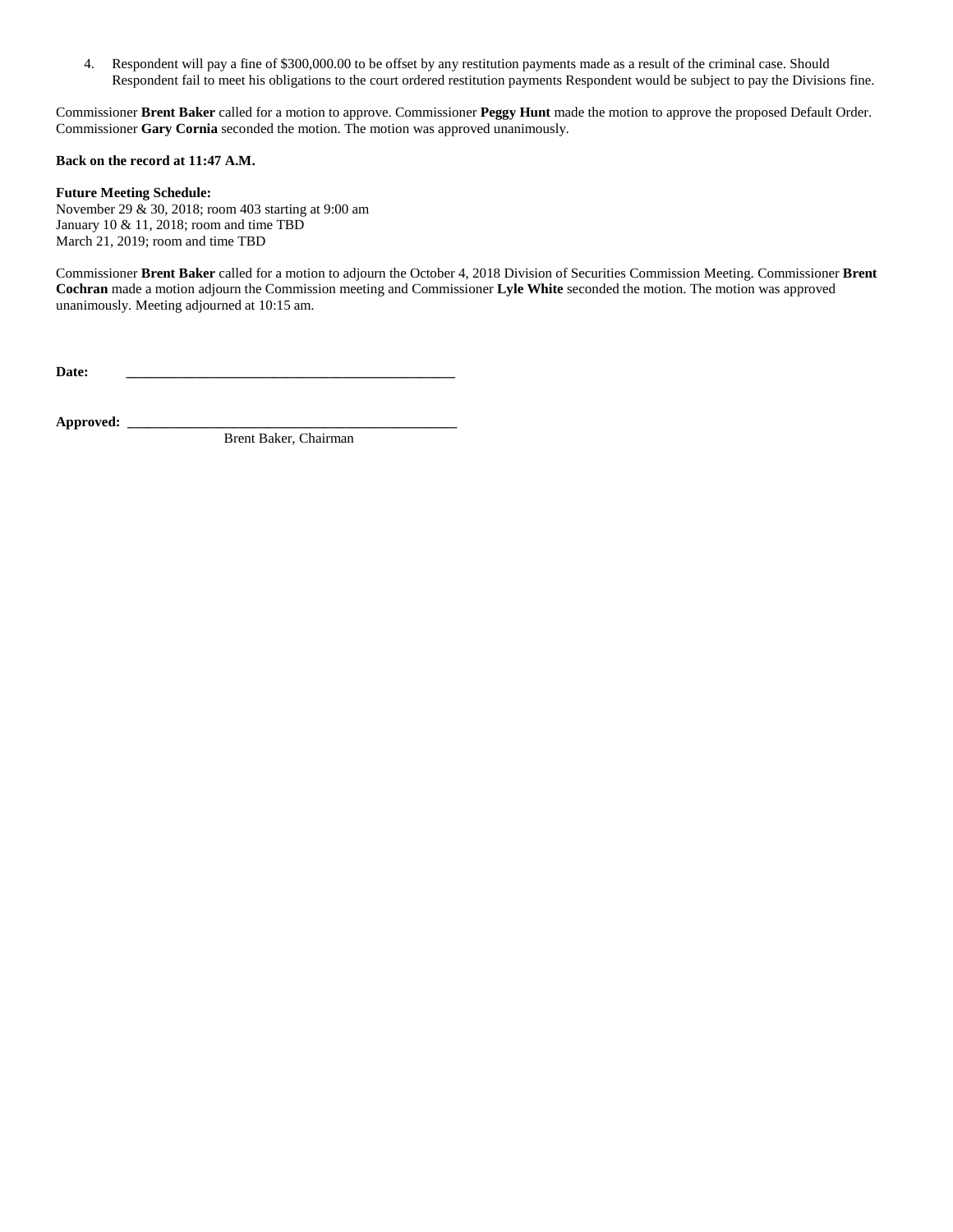4. Respondent will pay a fine of $300,000.00 to be offset by any restitution payments made as a result of the criminal case. Should Respondent fail to meet his obligations to the court ordered restitution payments Respondent would be subject to pay the Divisions fine.

Commissioner **Brent Baker** called for a motion to approve. Commissioner **Peggy Hunt** made the motion to approve the proposed Default Order. Commissioner **Gary Cornia** seconded the motion. The motion was approved unanimously.

**Back on the record at 11:47 A.M.**

**Future Meeting Schedule:**
November 29 & 30, 2018; room 403 starting at 9:00 am
January 10 & 11, 2018; room and time TBD
March 21, 2019; room and time TBD

Commissioner **Brent Baker** called for a motion to adjourn the October 4, 2018 Division of Securities Commission Meeting. Commissioner **Brent Cochran** made a motion adjourn the Commission meeting and Commissioner **Lyle White** seconded the motion. The motion was approved unanimously. Meeting adjourned at 10:15 am.

**Date:** ______________________________________________

**Approved:** ______________________________________________
Brent Baker, Chairman